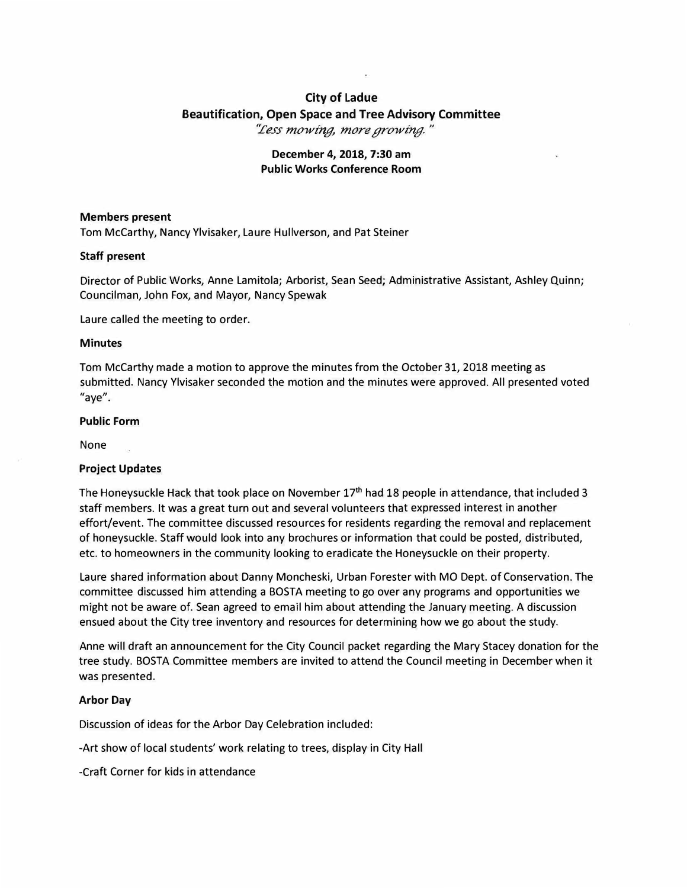# City of Ladue
## Beautification, Open Space and Tree Advisory Committee
*"Less mowing, more growing."*

**December 4, 2018, 7:30 am**
**Public Works Conference Room**

**Members present**

Tom McCarthy, Nancy Ylvisaker, Laure Hullverson, and Pat Steiner

**Staff present**

Director of Public Works, Anne Lamitola; Arborist, Sean Seed; Administrative Assistant, Ashley Quinn; Councilman, John Fox, and Mayor, Nancy Spewak

Laure called the meeting to order.

**Minutes**

Tom McCarthy made a motion to approve the minutes from the October 31, 2018 meeting as submitted. Nancy Ylvisaker seconded the motion and the minutes were approved. All presented voted "aye".

**Public Form**

None

**Project Updates**

The Honeysuckle Hack that took place on November 17th had 18 people in attendance, that included 3 staff members. It was a great turn out and several volunteers that expressed interest in another effort/event. The committee discussed resources for residents regarding the removal and replacement of honeysuckle. Staff would look into any brochures or information that could be posted, distributed, etc. to homeowners in the community looking to eradicate the Honeysuckle on their property.

Laure shared information about Danny Moncheski, Urban Forester with MO Dept. of Conservation. The committee discussed him attending a BOSTA meeting to go over any programs and opportunities we might not be aware of. Sean agreed to email him about attending the January meeting. A discussion ensued about the City tree inventory and resources for determining how we go about the study.

Anne will draft an announcement for the City Council packet regarding the Mary Stacey donation for the tree study. BOSTA Committee members are invited to attend the Council meeting in December when it was presented.

**Arbor Day**

Discussion of ideas for the Arbor Day Celebration included:

-Art show of local students' work relating to trees, display in City Hall

-Craft Corner for kids in attendance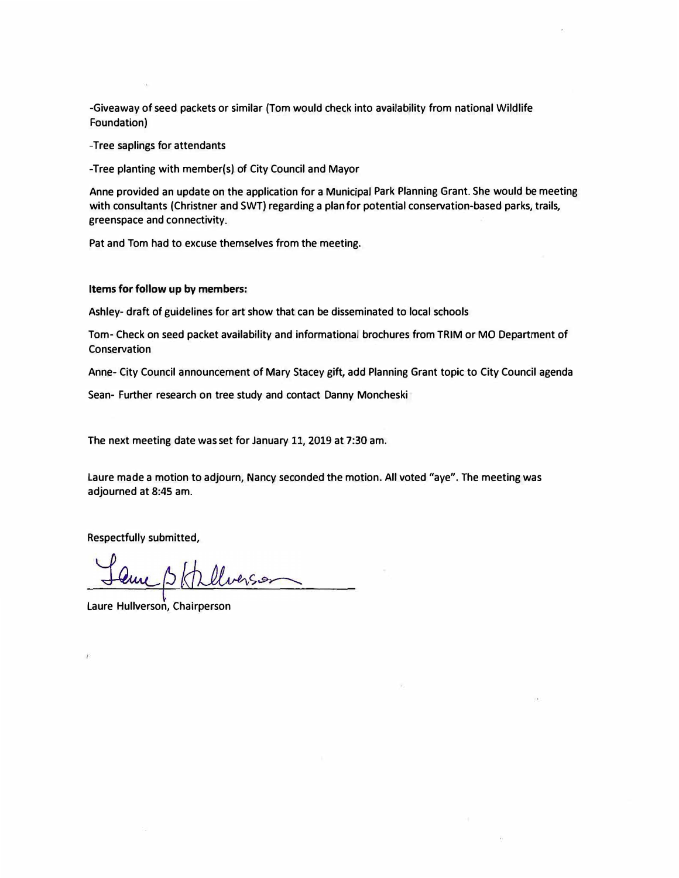-Giveaway of seed packets or similar (Tom would check into availability from national Wildlife Foundation)

-Tree saplings for attendants

-Tree planting with member(s) of City Council and Mayor

Anne provided an update on the application for a Municipal Park Planning Grant. She would be meeting with consultants (Christner and SWT) regarding a plan for potential conservation-based parks, trails, greenspace and connectivity.

Pat and Tom had to excuse themselves from the meeting.

**Items for follow up by members:**

Ashley- draft of guidelines for art show that can be disseminated to local schools

Tom- Check on seed packet availability and informational brochures from TRIM or MO Department of Conservation

Anne- City Council announcement of Mary Stacey gift, add Planning Grant topic to City Council agenda

Sean- Further research on tree study and contact Danny Moncheski

The next meeting date was set for January 11, 2019 at 7:30 am.

Laure made a motion to adjourn, Nancy seconded the motion. All voted "aye". The meeting was adjourned at 8:45 am.

Respectfully submitted,

Laure B Hullverson

Laure Hullverson, Chairperson